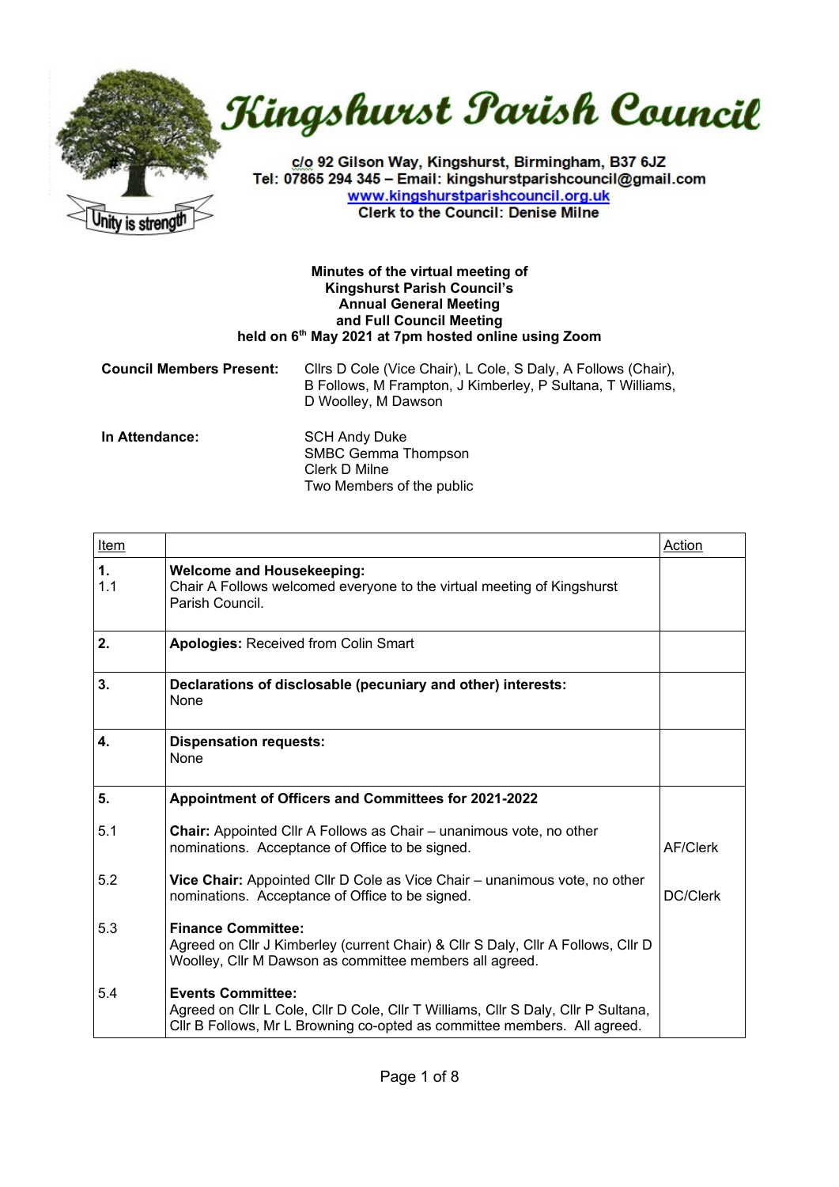# Kingshurst Parish Council

c/o 92 Gilson Way, Kingshurst, Birmingham, B37 6JZ
Tel: 07865 294 345 – Email: kingshurstparishcouncil@gmail.com
www.kingshurstparishcouncil.org.uk
Clerk to the Council: Denise Milne

Unity is strength

**Minutes of the virtual meeting of**
**Kingshurst Parish Council's**
**Annual General Meeting**
**and Full Council Meeting**
**held on 6th May 2021 at 7pm hosted online using Zoom**

**Council Members Present:** Cllrs D Cole (Vice Chair), L Cole, S Daly, A Follows (Chair), B Follows, M Frampton, J Kimberley, P Sultana, T Williams, D Woolley, M Dawson

**In Attendance:**
SCH Andy Duke
SMBC Gemma Thompson
Clerk D Milne
Two Members of the public

| Item | | Action |
|---|---|---|
| **1.**<br>1.1 | **Welcome and Housekeeping:**<br>Chair A Follows welcomed everyone to the virtual meeting of Kingshurst Parish Council. | |
| **2.** | **Apologies:** Received from Colin Smart | |
| **3.** | **Declarations of disclosable (pecuniary and other) interests:**<br>None | |
| **4.** | **Dispensation requests:**<br>None | |
| **5.** | **Appointment of Officers and Committees for 2021-2022** | |
| 5.1 | **Chair:** Appointed Cllr A Follows as Chair – unanimous vote, no other nominations. Acceptance of Office to be signed. | AF/Clerk |
| 5.2 | **Vice Chair:** Appointed Cllr D Cole as Vice Chair – unanimous vote, no other nominations. Acceptance of Office to be signed. | DC/Clerk |
| 5.3 | **Finance Committee:**<br>Agreed on Cllr J Kimberley (current Chair) & Cllr S Daly, Cllr A Follows, Cllr D Woolley, Cllr M Dawson as committee members all agreed. | |
| 5.4 | **Events Committee:**<br>Agreed on Cllr L Cole, Cllr D Cole, Cllr T Williams, Cllr S Daly, Cllr P Sultana, Cllr B Follows, Mr L Browning co-opted as committee members. All agreed. | |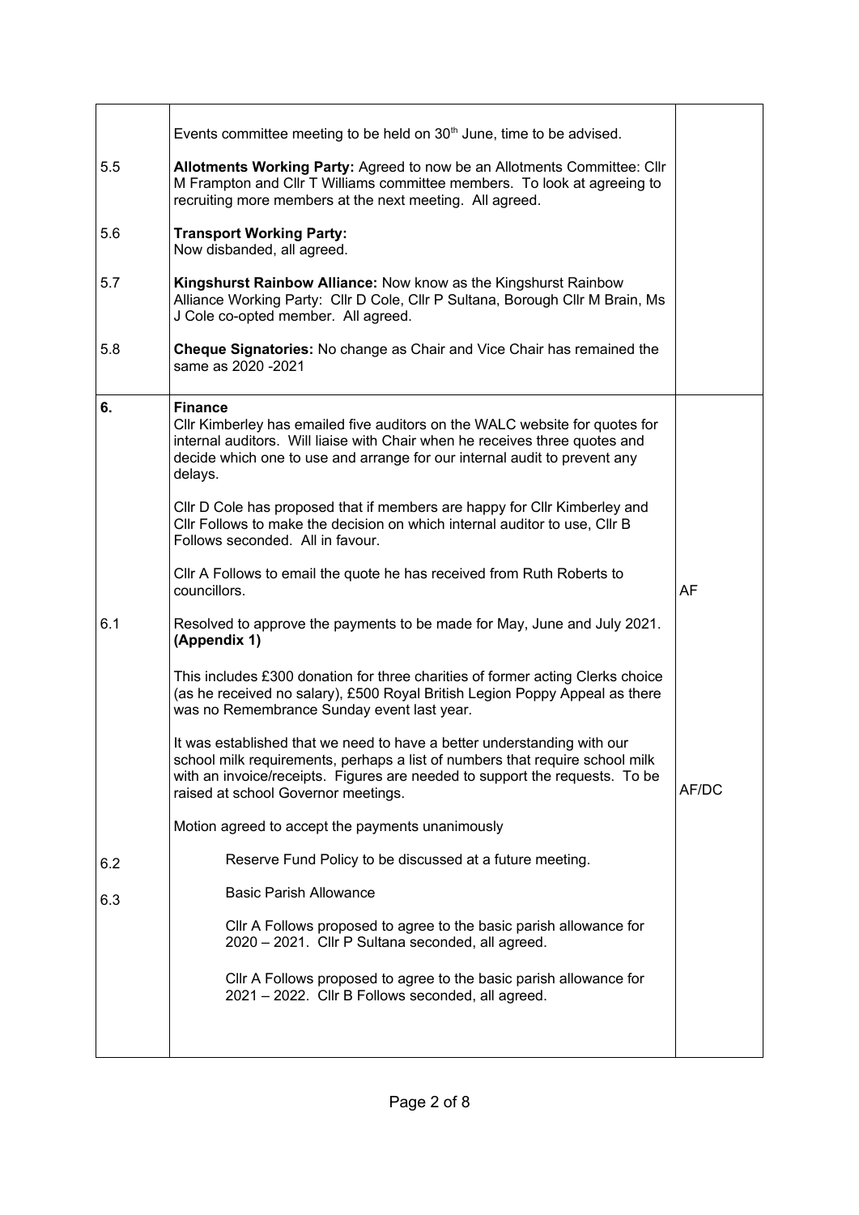| | | |
|---|---|---|
| | Events committee meeting to be held on 30th June, time to be advised. | |
| 5.5 | **Allotments Working Party:** Agreed to now be an Allotments Committee: Cllr M Frampton and Cllr T Williams committee members. To look at agreeing to recruiting more members at the next meeting. All agreed. | |
| 5.6 | **Transport Working Party:** Now disbanded, all agreed. | |
| 5.7 | **Kingshurst Rainbow Alliance:** Now know as the Kingshurst Rainbow Alliance Working Party: Cllr D Cole, Cllr P Sultana, Borough Cllr M Brain, Ms J Cole co-opted member. All agreed. | |
| 5.8 | **Cheque Signatories:** No change as Chair and Vice Chair has remained the same as 2020 -2021 | |
| **6.** | **Finance**<br>Cllr Kimberley has emailed five auditors on the WALC website for quotes for internal auditors. Will liaise with Chair when he receives three quotes and decide which one to use and arrange for our internal audit to prevent any delays.<br><br>Cllr D Cole has proposed that if members are happy for Cllr Kimberley and Cllr Follows to make the decision on which internal auditor to use, Cllr B Follows seconded. All in favour.<br><br>Cllr A Follows to email the quote he has received from Ruth Roberts to councillors. | AF |
| 6.1 | Resolved to approve the payments to be made for May, June and July 2021. **(Appendix 1)**<br><br>This includes £300 donation for three charities of former acting Clerks choice (as he received no salary), £500 Royal British Legion Poppy Appeal as there was no Remembrance Sunday event last year.<br><br>It was established that we need to have a better understanding with our school milk requirements, perhaps a list of numbers that require school milk with an invoice/receipts. Figures are needed to support the requests. To be raised at school Governor meetings.<br><br>Motion agreed to accept the payments unanimously | AF/DC |
| 6.2 | Reserve Fund Policy to be discussed at a future meeting. | |
| 6.3 | Basic Parish Allowance<br><br>Cllr A Follows proposed to agree to the basic parish allowance for 2020 – 2021. Cllr P Sultana seconded, all agreed.<br><br>Cllr A Follows proposed to agree to the basic parish allowance for 2021 – 2022. Cllr B Follows seconded, all agreed. | |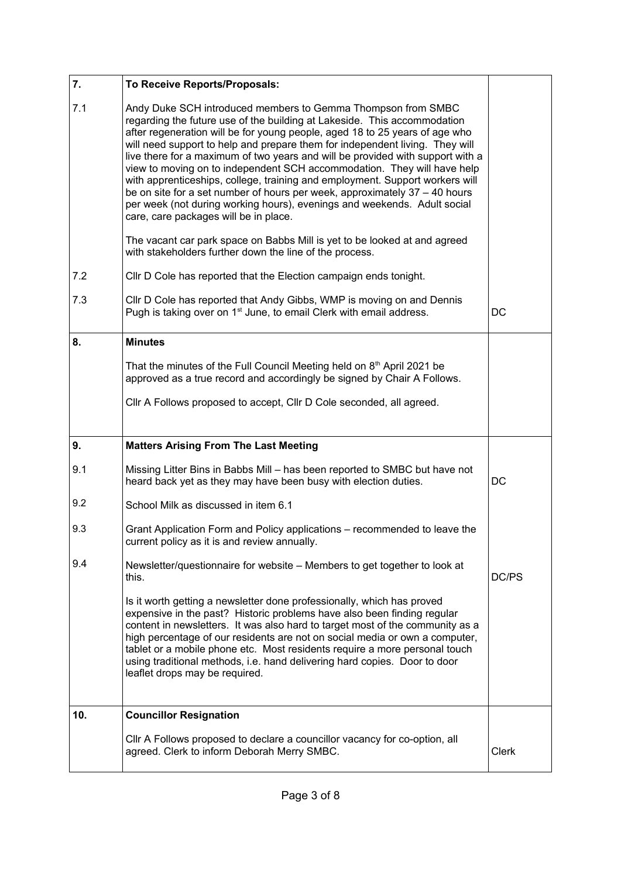| | | |
|---|---|---|
| **7.** | **To Receive Reports/Proposals:** | |
| 7.1 | Andy Duke SCH introduced members to Gemma Thompson from SMBC regarding the future use of the building at Lakeside. This accommodation after regeneration will be for young people, aged 18 to 25 years of age who will need support to help and prepare them for independent living. They will live there for a maximum of two years and will be provided with support with a view to moving on to independent SCH accommodation. They will have help with apprenticeships, college, training and employment. Support workers will be on site for a set number of hours per week, approximately 37 – 40 hours per week (not during working hours), evenings and weekends. Adult social care, care packages will be in place.<br><br>The vacant car park space on Babbs Mill is yet to be looked at and agreed with stakeholders further down the line of the process. | |
| 7.2 | Cllr D Cole has reported that the Election campaign ends tonight. | |
| 7.3 | Cllr D Cole has reported that Andy Gibbs, WMP is moving on and Dennis Pugh is taking over on 1st June, to email Clerk with email address. | DC |
| **8.** | **Minutes**<br><br>That the minutes of the Full Council Meeting held on 8th April 2021 be approved as a true record and accordingly be signed by Chair A Follows.<br><br>Cllr A Follows proposed to accept, Cllr D Cole seconded, all agreed. | |
| **9.** | **Matters Arising From The Last Meeting** | |
| 9.1 | Missing Litter Bins in Babbs Mill – has been reported to SMBC but have not heard back yet as they may have been busy with election duties. | DC |
| 9.2 | School Milk as discussed in item 6.1 | |
| 9.3 | Grant Application Form and Policy applications – recommended to leave the current policy as it is and review annually. | |
| 9.4 | Newsletter/questionnaire for website – Members to get together to look at this.<br><br>Is it worth getting a newsletter done professionally, which has proved expensive in the past? Historic problems have also been finding regular content in newsletters. It was also hard to target most of the community as a high percentage of our residents are not on social media or own a computer, tablet or a mobile phone etc. Most residents require a more personal touch using traditional methods, i.e. hand delivering hard copies. Door to door leaflet drops may be required. | DC/PS |
| **10.** | **Councillor Resignation**<br><br>Cllr A Follows proposed to declare a councillor vacancy for co-option, all agreed. Clerk to inform Deborah Merry SMBC. | Clerk |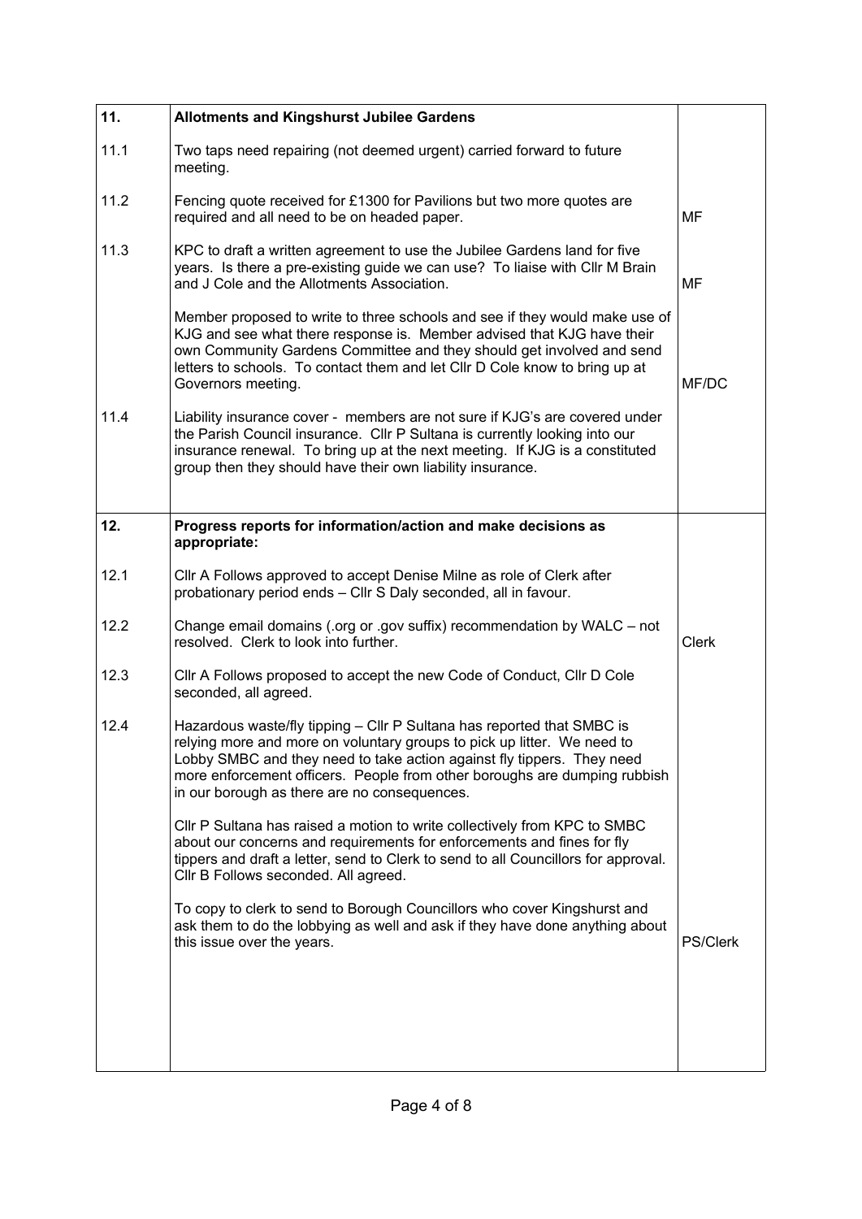| | | |
|---|---|---|
| **11.** | **Allotments and Kingshurst Jubilee Gardens** | |
| 11.1 | Two taps need repairing (not deemed urgent) carried forward to future meeting. | |
| 11.2 | Fencing quote received for £1300 for Pavilions but two more quotes are required and all need to be on headed paper. | MF |
| 11.3 | KPC to draft a written agreement to use the Jubilee Gardens land for five years. Is there a pre-existing guide we can use? To liaise with Cllr M Brain and J Cole and the Allotments Association. | MF |
| | Member proposed to write to three schools and see if they would make use of KJG and see what there response is. Member advised that KJG have their own Community Gardens Committee and they should get involved and send letters to schools. To contact them and let Cllr D Cole know to bring up at Governors meeting. | MF/DC |
| 11.4 | Liability insurance cover - members are not sure if KJG's are covered under the Parish Council insurance. Cllr P Sultana is currently looking into our insurance renewal. To bring up at the next meeting. If KJG is a constituted group then they should have their own liability insurance. | |
| **12.** | **Progress reports for information/action and make decisions as appropriate:** | |
| 12.1 | Cllr A Follows approved to accept Denise Milne as role of Clerk after probationary period ends – Cllr S Daly seconded, all in favour. | |
| 12.2 | Change email domains (.org or .gov suffix) recommendation by WALC – not resolved. Clerk to look into further. | Clerk |
| 12.3 | Cllr A Follows proposed to accept the new Code of Conduct, Cllr D Cole seconded, all agreed. | |
| 12.4 | Hazardous waste/fly tipping – Cllr P Sultana has reported that SMBC is relying more and more on voluntary groups to pick up litter. We need to Lobby SMBC and they need to take action against fly tippers. They need more enforcement officers. People from other boroughs are dumping rubbish in our borough as there are no consequences. | |
| | Cllr P Sultana has raised a motion to write collectively from KPC to SMBC about our concerns and requirements for enforcements and fines for fly tippers and draft a letter, send to Clerk to send to all Councillors for approval. Cllr B Follows seconded. All agreed. | |
| | To copy to clerk to send to Borough Councillors who cover Kingshurst and ask them to do the lobbying as well and ask if they have done anything about this issue over the years. | PS/Clerk |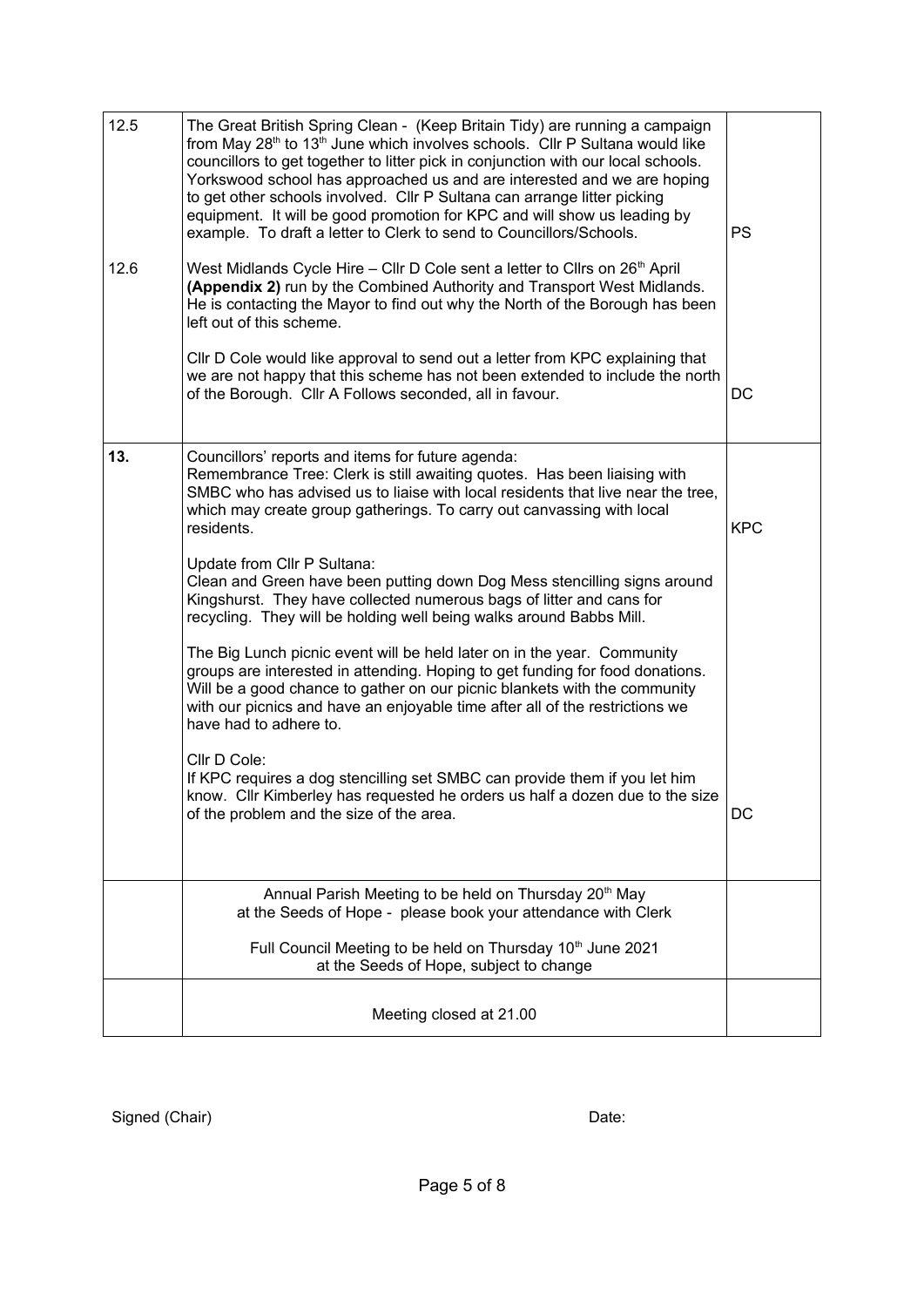| | | |
|---|---|---|
| 12.5 | The Great British Spring Clean - (Keep Britain Tidy) are running a campaign from May 28th to 13th June which involves schools. Cllr P Sultana would like councillors to get together to litter pick in conjunction with our local schools. Yorkswood school has approached us and are interested and we are hoping to get other schools involved. Cllr P Sultana can arrange litter picking equipment. It will be good promotion for KPC and will show us leading by example. To draft a letter to Clerk to send to Councillors/Schools. | PS |
| 12.6 | West Midlands Cycle Hire – Cllr D Cole sent a letter to Cllrs on 26th April **(Appendix 2)** run by the Combined Authority and Transport West Midlands. He is contacting the Mayor to find out why the North of the Borough has been left out of this scheme.<br><br>Cllr D Cole would like approval to send out a letter from KPC explaining that we are not happy that this scheme has not been extended to include the north of the Borough. Cllr A Follows seconded, all in favour. | DC |
| **13.** | Councillors' reports and items for future agenda:<br>Remembrance Tree: Clerk is still awaiting quotes. Has been liaising with SMBC who has advised us to liaise with local residents that live near the tree, which may create group gatherings. To carry out canvassing with local residents. | KPC |
| | Update from Cllr P Sultana:<br>Clean and Green have been putting down Dog Mess stencilling signs around Kingshurst. They have collected numerous bags of litter and cans for recycling. They will be holding well being walks around Babbs Mill.<br><br>The Big Lunch picnic event will be held later on in the year. Community groups are interested in attending. Hoping to get funding for food donations. Will be a good chance to gather on our picnic blankets with the community with our picnics and have an enjoyable time after all of the restrictions we have had to adhere to. | |
| | Cllr D Cole:<br>If KPC requires a dog stencilling set SMBC can provide them if you let him know. Cllr Kimberley has requested he orders us half a dozen due to the size of the problem and the size of the area. | DC |
| | Annual Parish Meeting to be held on Thursday 20th May at the Seeds of Hope - please book your attendance with Clerk<br><br>Full Council Meeting to be held on Thursday 10th June 2021 at the Seeds of Hope, subject to change | |
| | Meeting closed at 21.00 | |

Signed (Chair) Date: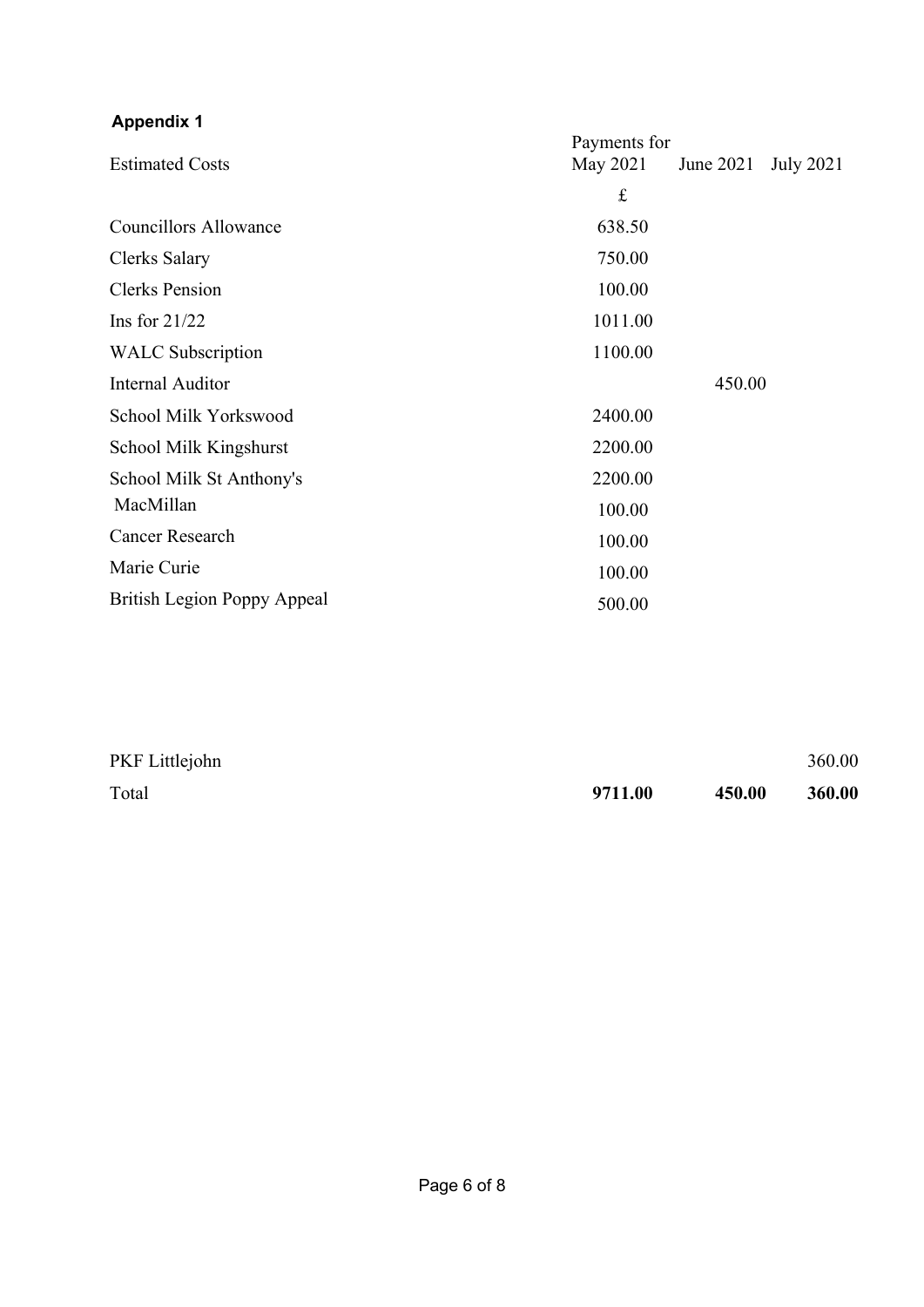**Appendix 1**

| Estimated Costs | Payments for May 2021 | June 2021 | July 2021 |
|---|---|---|---|
| | £ | | |
| Councillors Allowance | 638.50 | | |
| Clerks Salary | 750.00 | | |
| Clerks Pension | 100.00 | | |
| Ins for 21/22 | 1011.00 | | |
| WALC Subscription | 1100.00 | | |
| Internal Auditor | | 450.00 | |
| School Milk Yorkswood | 2400.00 | | |
| School Milk Kingshurst | 2200.00 | | |
| School Milk St Anthony's | 2200.00 | | |
| MacMillan | 100.00 | | |
| Cancer Research | 100.00 | | |
| Marie Curie | 100.00 | | |
| British Legion Poppy Appeal | 500.00 | | |
| PKF Littlejohn | | | 360.00 |
| Total | **9711.00** | **450.00** | **360.00** |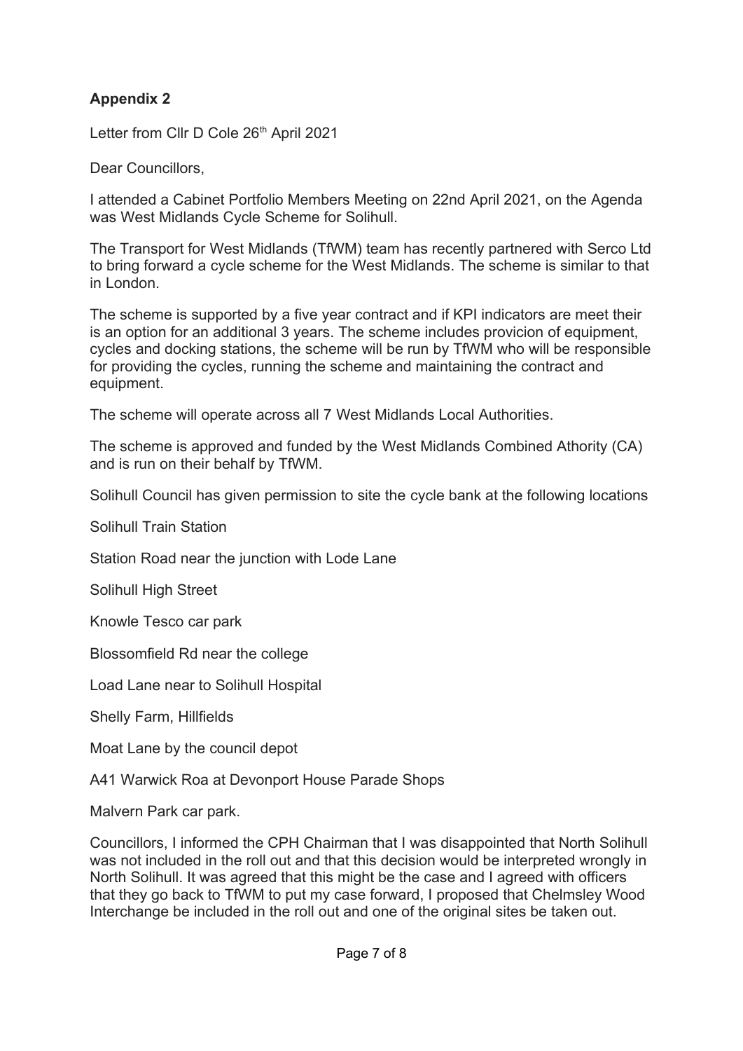**Appendix 2**

Letter from Cllr D Cole 26th April 2021

Dear Councillors,

I attended a Cabinet Portfolio Members Meeting on 22nd April 2021, on the Agenda was West Midlands Cycle Scheme for Solihull.

The Transport for West Midlands (TfWM) team has recently partnered with Serco Ltd to bring forward a cycle scheme for the West Midlands. The scheme is similar to that in London.

The scheme is supported by a five year contract and if KPI indicators are meet their is an option for an additional 3 years. The scheme includes provicion of equipment, cycles and docking stations, the scheme will be run by TfWM who will be responsible for providing the cycles, running the scheme and maintaining the contract and equipment.

The scheme will operate across all 7 West Midlands Local Authorities.

The scheme is approved and funded by the West Midlands Combined Athority (CA) and is run on their behalf by TfWM.

Solihull Council has given permission to site the cycle bank at the following locations

Solihull Train Station

Station Road near the junction with Lode Lane

Solihull High Street

Knowle Tesco car park

Blossomfield Rd near the college

Load Lane near to Solihull Hospital

Shelly Farm, Hillfields

Moat Lane by the council depot

A41 Warwick Roa at Devonport House Parade Shops

Malvern Park car park.

Councillors, I informed the CPH Chairman that I was disappointed that North Solihull was not included in the roll out and that this decision would be interpreted wrongly in North Solihull. It was agreed that this might be the case and I agreed with officers that they go back to TfWM to put my case forward, I proposed that Chelmsley Wood Interchange be included in the roll out and one of the original sites be taken out.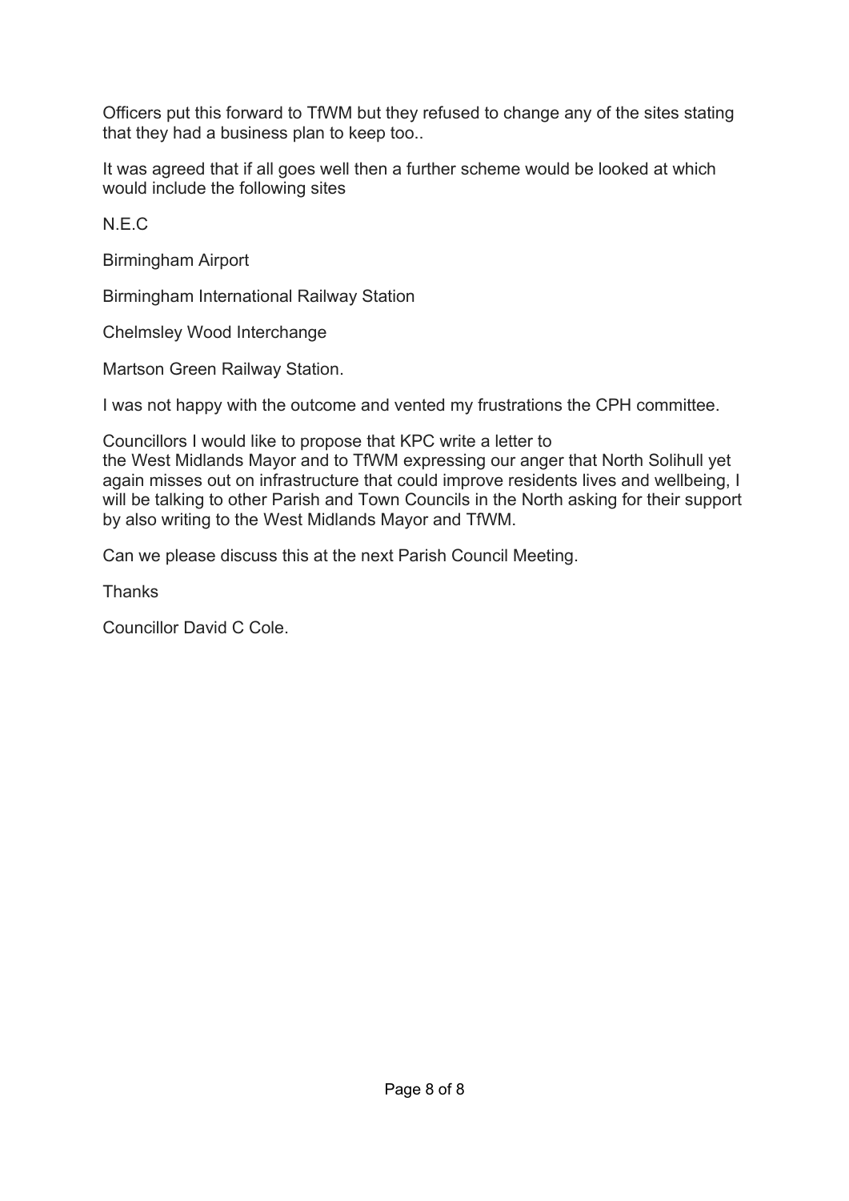Officers put this forward to TfWM but they refused to change any of the sites stating that they had a business plan to keep too..

It was agreed that if all goes well then a further scheme would be looked at which would include the following sites

N.E.C

Birmingham Airport

Birmingham International Railway Station

Chelmsley Wood Interchange

Martson Green Railway Station.

I was not happy with the outcome and vented my frustrations the CPH committee.

Councillors I would like to propose that KPC write a letter to
the West Midlands Mayor and to TfWM expressing our anger that North Solihull yet again misses out on infrastructure that could improve residents lives and wellbeing, I will be talking to other Parish and Town Councils in the North asking for their support by also writing to the West Midlands Mayor and TfWM.

Can we please discuss this at the next Parish Council Meeting.

Thanks

Councillor David C Cole.